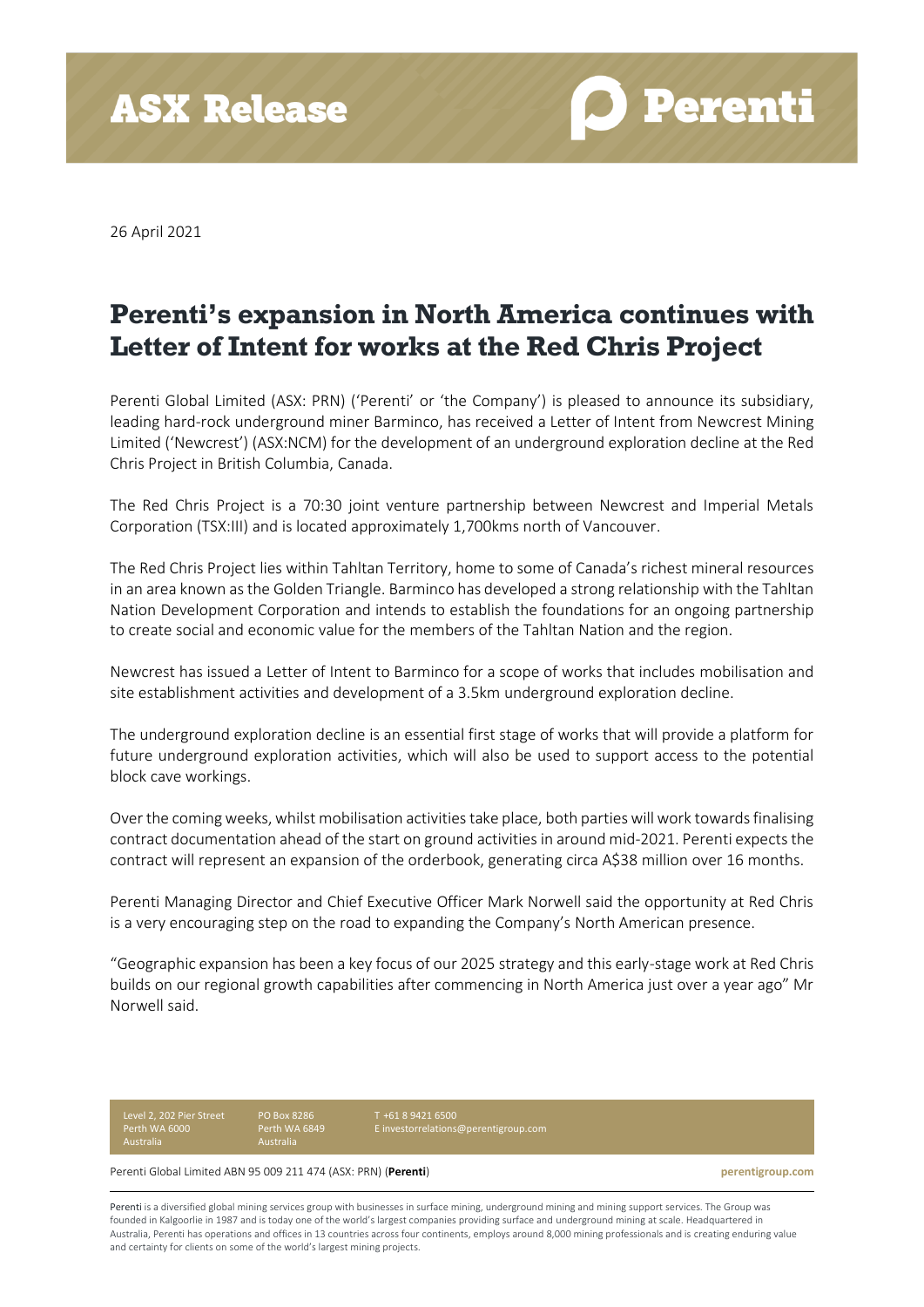# ASX Release

26 April 2021

## Perenti's expansion in North America continues with Letter of Intent for works at the Red Chris Project

Perenti Global Limited (ASX: PRN) ('Perenti' or 'the Company') is pleased to announce its subsidiary, leading hard-rock underground miner Barminco, has received a Letter of Intent from Newcrest Mining Limited ('Newcrest') (ASX:NCM) for the development of an underground exploration decline at the Red Chris Project in British Columbia, Canada.

The Red Chris Project is a 70:30 joint venture partnership between Newcrest and Imperial Metals Corporation (TSX:III) and is located approximately 1,700kms north of Vancouver.

The Red Chris Project lies within Tahltan Territory, home to some of Canada's richest mineral resources in an area known as the Golden Triangle. Barminco has developed a strong relationship with the Tahltan Nation Development Corporation and intends to establish the foundations for an ongoing partnership to create social and economic value for the members of the Tahltan Nation and the region.

Newcrest has issued a Letter of Intent to Barminco for a scope of works that includes mobilisation and site establishment activities and development of a 3.5km underground exploration decline.

The underground exploration decline is an essential first stage of works that will provide a platform for future underground exploration activities, which will also be used to support access to the potential block cave workings.

Over the coming weeks, whilst mobilisation activities take place, both parties will work towards finalising contract documentation ahead of the start on ground activities in around mid-2021. Perenti expects the contract will represent an expansion of the orderbook, generating circa A$38 million over 16 months.

Perenti Managing Director and Chief Executive Officer Mark Norwell said the opportunity at Red Chris is a very encouraging step on the road to expanding the Company's North American presence.

"Geographic expansion has been a key focus of our 2025 strategy and this early-stage work at Red Chris builds on our regional growth capabilities after commencing in North America just over a year ago" Mr Norwell said.

Level 2, 202 Pier Street
Perth WA 6000
Australia

PO Box 8286
Perth WA 6849
Australia

T +61 8 9421 6500
E investorrelations@perentigroup.com

Perenti Global Limited ABN 95 009 211 474 (ASX: PRN) (**Perenti**) perentigroup.com

Perenti is a diversified global mining services group with businesses in surface mining, underground mining and mining support services. The Group was founded in Kalgoorlie in 1987 and is today one of the world's largest companies providing surface and underground mining at scale. Headquartered in Australia, Perenti has operations and offices in 13 countries across four continents, employs around 8,000 mining professionals and is creating enduring value and certainty for clients on some of the world's largest mining projects.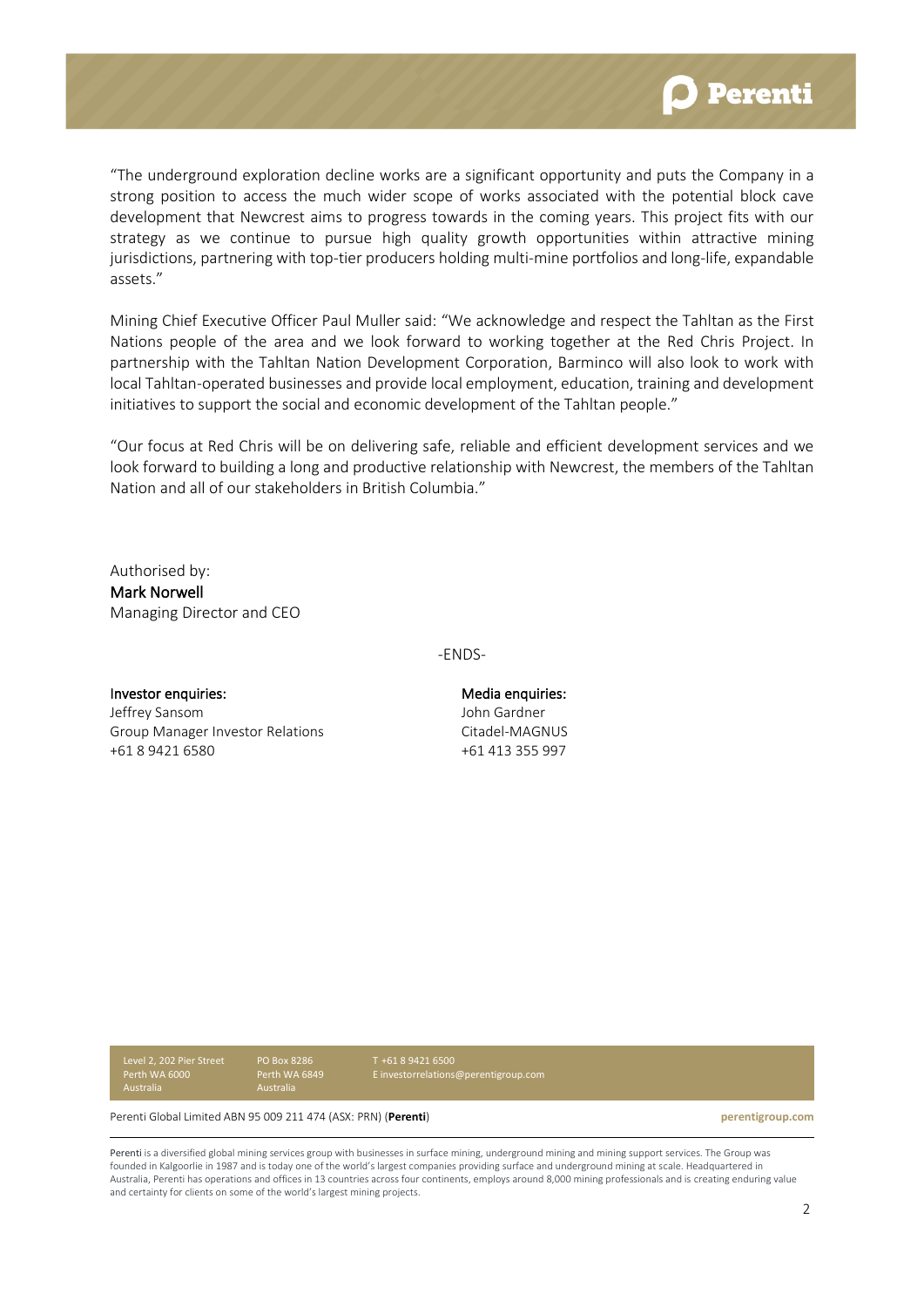"The underground exploration decline works are a significant opportunity and puts the Company in a strong position to access the much wider scope of works associated with the potential block cave development that Newcrest aims to progress towards in the coming years. This project fits with our strategy as we continue to pursue high quality growth opportunities within attractive mining jurisdictions, partnering with top-tier producers holding multi-mine portfolios and long-life, expandable assets."

Mining Chief Executive Officer Paul Muller said: "We acknowledge and respect the Tahltan as the First Nations people of the area and we look forward to working together at the Red Chris Project. In partnership with the Tahltan Nation Development Corporation, Barminco will also look to work with local Tahltan-operated businesses and provide local employment, education, training and development initiatives to support the social and economic development of the Tahltan people."

"Our focus at Red Chris will be on delivering safe, reliable and efficient development services and we look forward to building a long and productive relationship with Newcrest, the members of the Tahltan Nation and all of our stakeholders in British Columbia."

Authorised by:
Mark Norwell
Managing Director and CEO

-ENDS-

**Investor enquiries:**
Jeffrey Sansom
Group Manager Investor Relations
+61 8 9421 6580

**Media enquiries:**
John Gardner
Citadel-MAGNUS
+61 413 355 997

Level 2, 202 Pier Street
Perth WA 6000
Australia

PO Box 8286
Perth WA 6849
Australia

T +61 8 9421 6500
E investorrelations@perentigroup.com

Perenti Global Limited ABN 95 009 211 474 (ASX: PRN) (**Perenti**)

perentigroup.com

Perenti is a diversified global mining services group with businesses in surface mining, underground mining and mining support services. The Group was founded in Kalgoorlie in 1987 and is today one of the world's largest companies providing surface and underground mining at scale. Headquartered in Australia, Perenti has operations and offices in 13 countries across four continents, employs around 8,000 mining professionals and is creating enduring value and certainty for clients on some of the world's largest mining projects.